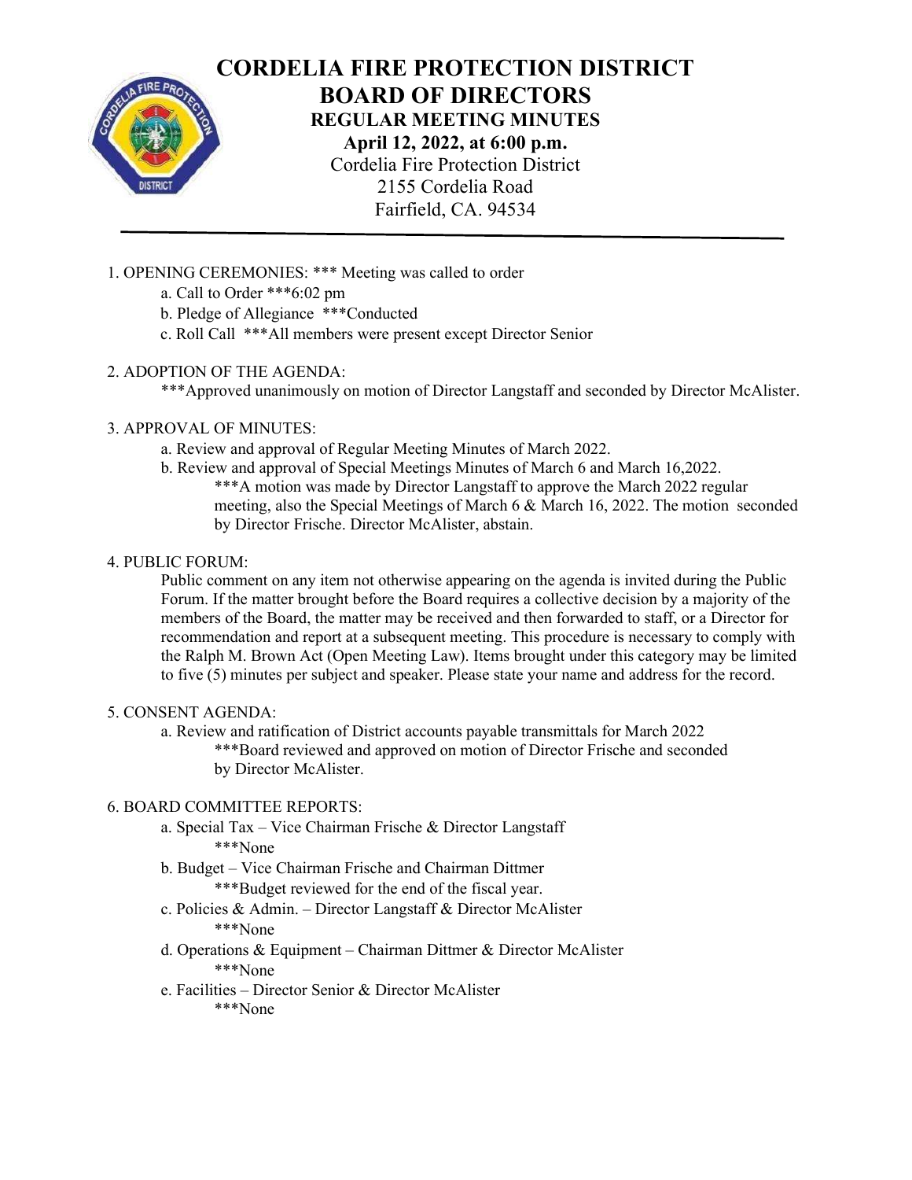# CORDELIA FIRE PROTECTION DISTRICT
# BOARD OF DIRECTORS
## REGULAR MEETING MINUTES
**April 12, 2022, at 6:00 p.m.**

Cordelia Fire Protection District
2155 Cordelia Road
Fairfield, CA. 94534

---

1. OPENING CEREMONIES: *** Meeting was called to order
   - a. Call to Order ***6:02 pm
   - b. Pledge of Allegiance ***Conducted
   - c. Roll Call ***All members were present except Director Senior

2. ADOPTION OF THE AGENDA:
   ***Approved unanimously on motion of Director Langstaff and seconded by Director McAlister.

3. APPROVAL OF MINUTES:
   - a. Review and approval of Regular Meeting Minutes of March 2022.
   - b. Review and approval of Special Meetings Minutes of March 6 and March 16,2022.
     ***A motion was made by Director Langstaff to approve the March 2022 regular meeting, also the Special Meetings of March 6 & March 16, 2022. The motion seconded by Director Frische. Director McAlister, abstain.

4. PUBLIC FORUM:
   Public comment on any item not otherwise appearing on the agenda is invited during the Public Forum. If the matter brought before the Board requires a collective decision by a majority of the members of the Board, the matter may be received and then forwarded to staff, or a Director for recommendation and report at a subsequent meeting. This procedure is necessary to comply with the Ralph M. Brown Act (Open Meeting Law). Items brought under this category may be limited to five (5) minutes per subject and speaker. Please state your name and address for the record.

5. CONSENT AGENDA:
   - a. Review and ratification of District accounts payable transmittals for March 2022
     ***Board reviewed and approved on motion of Director Frische and seconded by Director McAlister.

6. BOARD COMMITTEE REPORTS:
   - a. Special Tax – Vice Chairman Frische & Director Langstaff
     ***None
   - b. Budget – Vice Chairman Frische and Chairman Dittmer
     ***Budget reviewed for the end of the fiscal year.
   - c. Policies & Admin. – Director Langstaff & Director McAlister
     ***None
   - d. Operations & Equipment – Chairman Dittmer & Director McAlister
     ***None
   - e. Facilities – Director Senior & Director McAlister
     ***None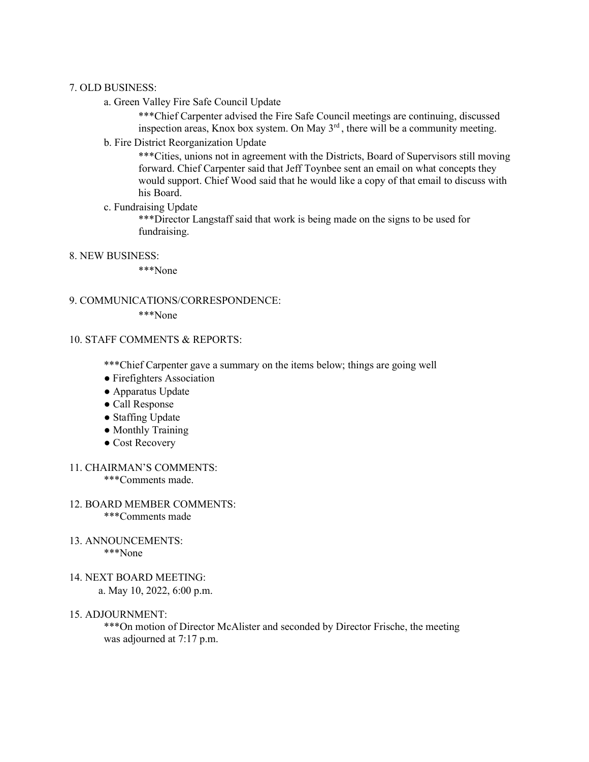7. OLD BUSINESS:

a. Green Valley Fire Safe Council Update

***Chief Carpenter advised the Fire Safe Council meetings are continuing, discussed inspection areas, Knox box system. On May 3rd, there will be a community meeting.

b. Fire District Reorganization Update

***Cities, unions not in agreement with the Districts, Board of Supervisors still moving forward. Chief Carpenter said that Jeff Toynbee sent an email on what concepts they would support. Chief Wood said that he would like a copy of that email to discuss with his Board.

c. Fundraising Update

***Director Langstaff said that work is being made on the signs to be used for fundraising.

8. NEW BUSINESS:

***None

9. COMMUNICATIONS/CORRESPONDENCE:

***None

10. STAFF COMMENTS & REPORTS:

***Chief Carpenter gave a summary on the items below; things are going well

- Firefighters Association
- Apparatus Update
- Call Response
- Staffing Update
- Monthly Training
- Cost Recovery

11. CHAIRMAN'S COMMENTS:

***Comments made.

12. BOARD MEMBER COMMENTS:

***Comments made

13. ANNOUNCEMENTS:

***None

14. NEXT BOARD MEETING:

a. May 10, 2022, 6:00 p.m.

15. ADJOURNMENT:

***On motion of Director McAlister and seconded by Director Frische, the meeting was adjourned at 7:17 p.m.